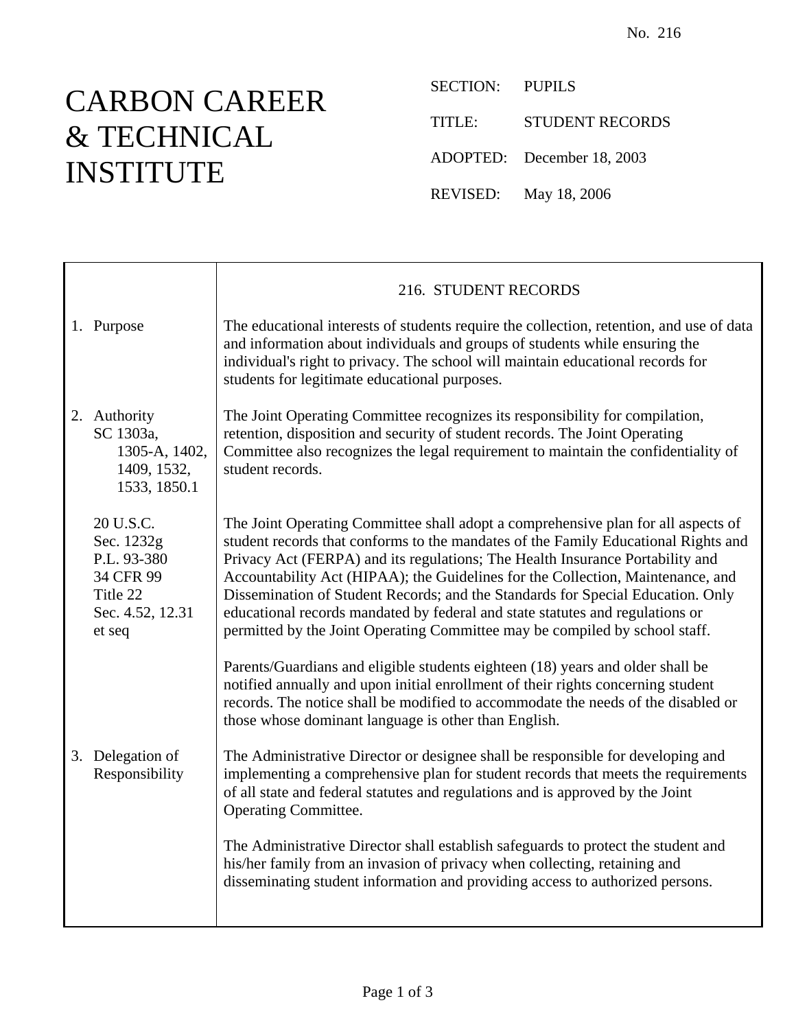No. 216

# CARBON CAREER & TECHNICAL INSTITUTE

SECTION: PUPILS

TITLE: STUDENT RECORDS

ADOPTED: December 18, 2003

REVISED: May 18, 2006

## 216. STUDENT RECORDS

**1. Purpose**

The educational interests of students require the collection, retention, and use of data and information about individuals and groups of students while ensuring the individual's right to privacy. The school will maintain educational records for students for legitimate educational purposes.

**2. Authority**
SC 1303a, 1305-A, 1402, 1409, 1532, 1533, 1850.1

The Joint Operating Committee recognizes its responsibility for compilation, retention, disposition and security of student records. The Joint Operating Committee also recognizes the legal requirement to maintain the confidentiality of student records.

20 U.S.C. Sec. 1232g
P.L. 93-380
34 CFR 99
Title 22 Sec. 4.52, 12.31 et seq

The Joint Operating Committee shall adopt a comprehensive plan for all aspects of student records that conforms to the mandates of the Family Educational Rights and Privacy Act (FERPA) and its regulations; The Health Insurance Portability and Accountability Act (HIPAA); the Guidelines for the Collection, Maintenance, and Dissemination of Student Records; and the Standards for Special Education. Only educational records mandated by federal and state statutes and regulations or permitted by the Joint Operating Committee may be compiled by school staff.

Parents/Guardians and eligible students eighteen (18) years and older shall be notified annually and upon initial enrollment of their rights concerning student records. The notice shall be modified to accommodate the needs of the disabled or those whose dominant language is other than English.

**3. Delegation of Responsibility**

The Administrative Director or designee shall be responsible for developing and implementing a comprehensive plan for student records that meets the requirements of all state and federal statutes and regulations and is approved by the Joint Operating Committee.

The Administrative Director shall establish safeguards to protect the student and his/her family from an invasion of privacy when collecting, retaining and disseminating student information and providing access to authorized persons.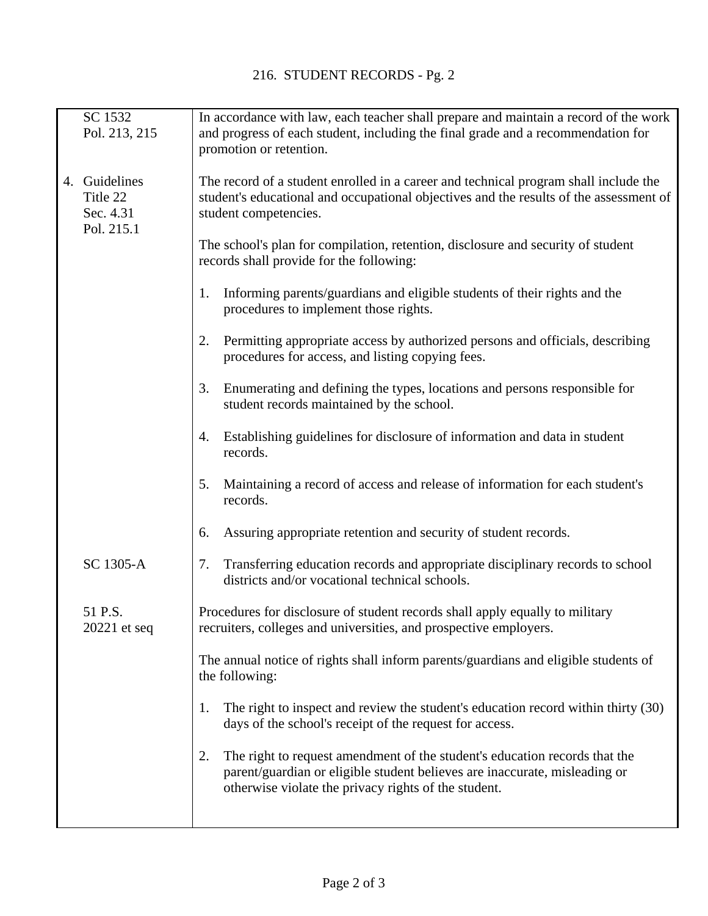# 216. STUDENT RECORDS - Pg. 2

| | |
|---|---|
| SC 1532<br>Pol. 213, 215 | In accordance with law, each teacher shall prepare and maintain a record of the work and progress of each student, including the final grade and a recommendation for promotion or retention. |
| 4. Guidelines<br>Title 22<br>Sec. 4.31<br>Pol. 215.1 | The record of a student enrolled in a career and technical program shall include the student's educational and occupational objectives and the results of the assessment of student competencies.<br><br>The school's plan for compilation, retention, disclosure and security of student records shall provide for the following:<br><br>1. Informing parents/guardians and eligible students of their rights and the procedures to implement those rights.<br><br>2. Permitting appropriate access by authorized persons and officials, describing procedures for access, and listing copying fees.<br><br>3. Enumerating and defining the types, locations and persons responsible for student records maintained by the school.<br><br>4. Establishing guidelines for disclosure of information and data in student records.<br><br>5. Maintaining a record of access and release of information for each student's records.<br><br>6. Assuring appropriate retention and security of student records. |
| SC 1305-A | 7. Transferring education records and appropriate disciplinary records to school districts and/or vocational technical schools. |
| 51 P.S.<br>20221 et seq | Procedures for disclosure of student records shall apply equally to military recruiters, colleges and universities, and prospective employers.<br><br>The annual notice of rights shall inform parents/guardians and eligible students of the following:<br><br>1. The right to inspect and review the student's education record within thirty (30) days of the school's receipt of the request for access.<br><br>2. The right to request amendment of the student's education records that the parent/guardian or eligible student believes are inaccurate, misleading or otherwise violate the privacy rights of the student. |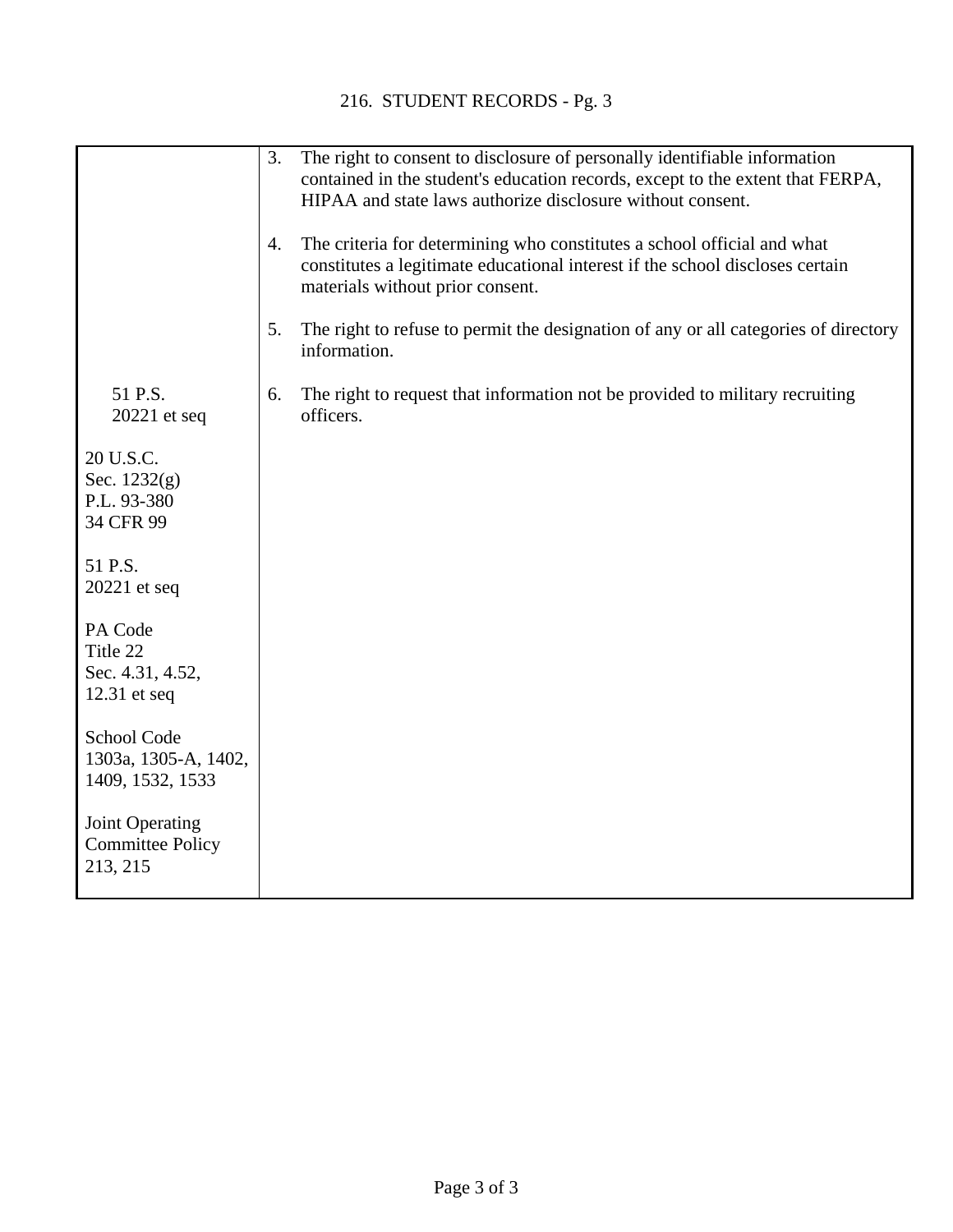3. The right to consent to disclosure of personally identifiable information contained in the student's education records, except to the extent that FERPA, HIPAA and state laws authorize disclosure without consent.

4. The criteria for determining who constitutes a school official and what constitutes a legitimate educational interest if the school discloses certain materials without prior consent.

5. The right to refuse to permit the designation of any or all categories of directory information.

51 P.S. 20221 et seq

6. The right to request that information not be provided to military recruiting officers.

20 U.S.C. Sec. 1232(g)
P.L. 93-380
34 CFR 99

51 P.S. 20221 et seq

PA Code Title 22 Sec. 4.31, 4.52, 12.31 et seq

School Code 1303a, 1305-A, 1402, 1409, 1532, 1533

Joint Operating Committee Policy 213, 215